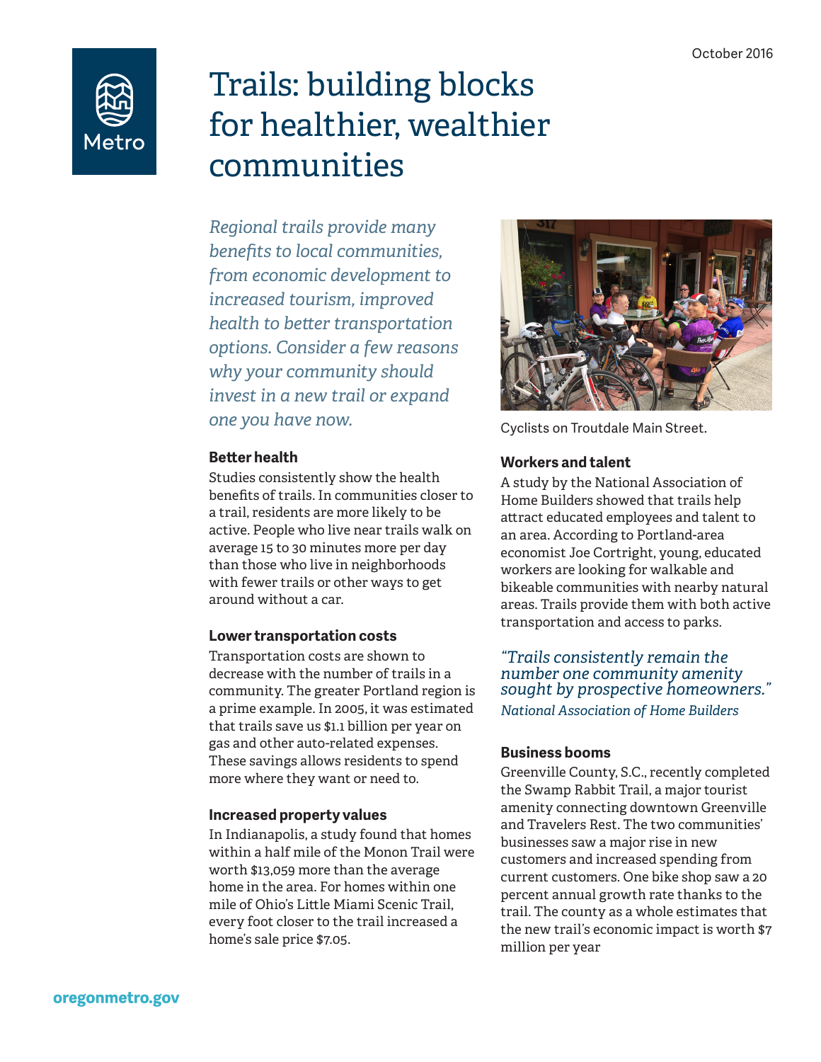October 2016

# Trails: building blocks for healthier, wealthier communities

*Regional trails provide many benefits to local communities, from economic development to increased tourism, improved health to better transportation options. Consider a few reasons why your community should invest in a new trail or expand one you have now.*

### Better health

Studies consistently show the health benefits of trails. In communities closer to a trail, residents are more likely to be active. People who live near trails walk on average 15 to 30 minutes more per day than those who live in neighborhoods with fewer trails or other ways to get around without a car.

### Lower transportation costs

Transportation costs are shown to decrease with the number of trails in a community. The greater Portland region is a prime example. In 2005, it was estimated that trails save us $1.1 billion per year on gas and other auto-related expenses. These savings allows residents to spend more where they want or need to.

### Increased property values

In Indianapolis, a study found that homes within a half mile of the Monon Trail were worth $13,059 more than the average home in the area. For homes within one mile of Ohio's Little Miami Scenic Trail, every foot closer to the trail increased a home's sale price $7.05.

Cyclists on Troutdale Main Street.

### Workers and talent

A study by the National Association of Home Builders showed that trails help attract educated employees and talent to an area. According to Portland-area economist Joe Cortright, young, educated workers are looking for walkable and bikeable communities with nearby natural areas. Trails provide them with both active transportation and access to parks.

> *"Trails consistently remain the number one community amenity sought by prospective homeowners."*
> *National Association of Home Builders*

### Business booms

Greenville County, S.C., recently completed the Swamp Rabbit Trail, a major tourist amenity connecting downtown Greenville and Travelers Rest. The two communities' businesses saw a major rise in new customers and increased spending from current customers. One bike shop saw a 20 percent annual growth rate thanks to the trail. The county as a whole estimates that the new trail's economic impact is worth $7 million per year

oregonmetro.gov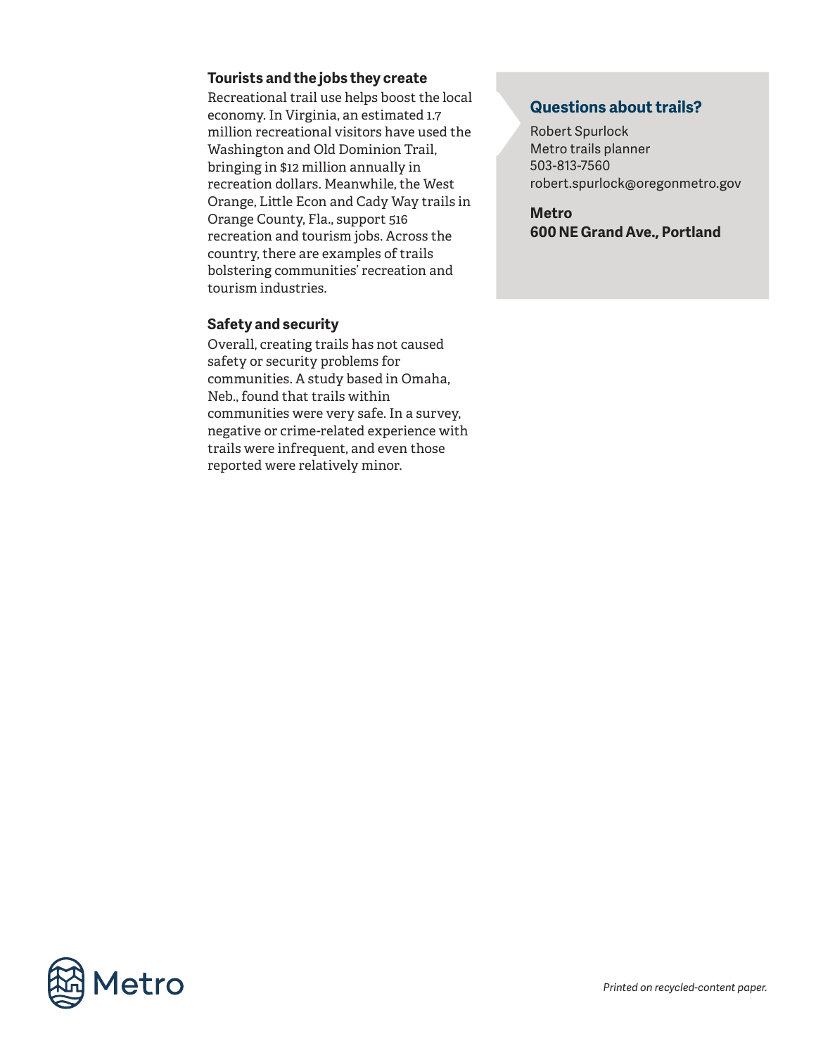### Tourists and the jobs they create

Recreational trail use helps boost the local economy. In Virginia, an estimated 1.7 million recreational visitors have used the Washington and Old Dominion Trail, bringing in $12 million annually in recreation dollars. Meanwhile, the West Orange, Little Econ and Cady Way trails in Orange County, Fla., support 516 recreation and tourism jobs. Across the country, there are examples of trails bolstering communities' recreation and tourism industries.

### Safety and security

Overall, creating trails has not caused safety or security problems for communities. A study based in Omaha, Neb., found that trails within communities were very safe. In a survey, negative or crime-related experience with trails were infrequent, and even those reported were relatively minor.

### Questions about trails?

Robert Spurlock
Metro trails planner
503-813-7560
robert.spurlock@oregonmetro.gov

**Metro**
**600 NE Grand Ave., Portland**

Metro

*Printed on recycled-content paper.*